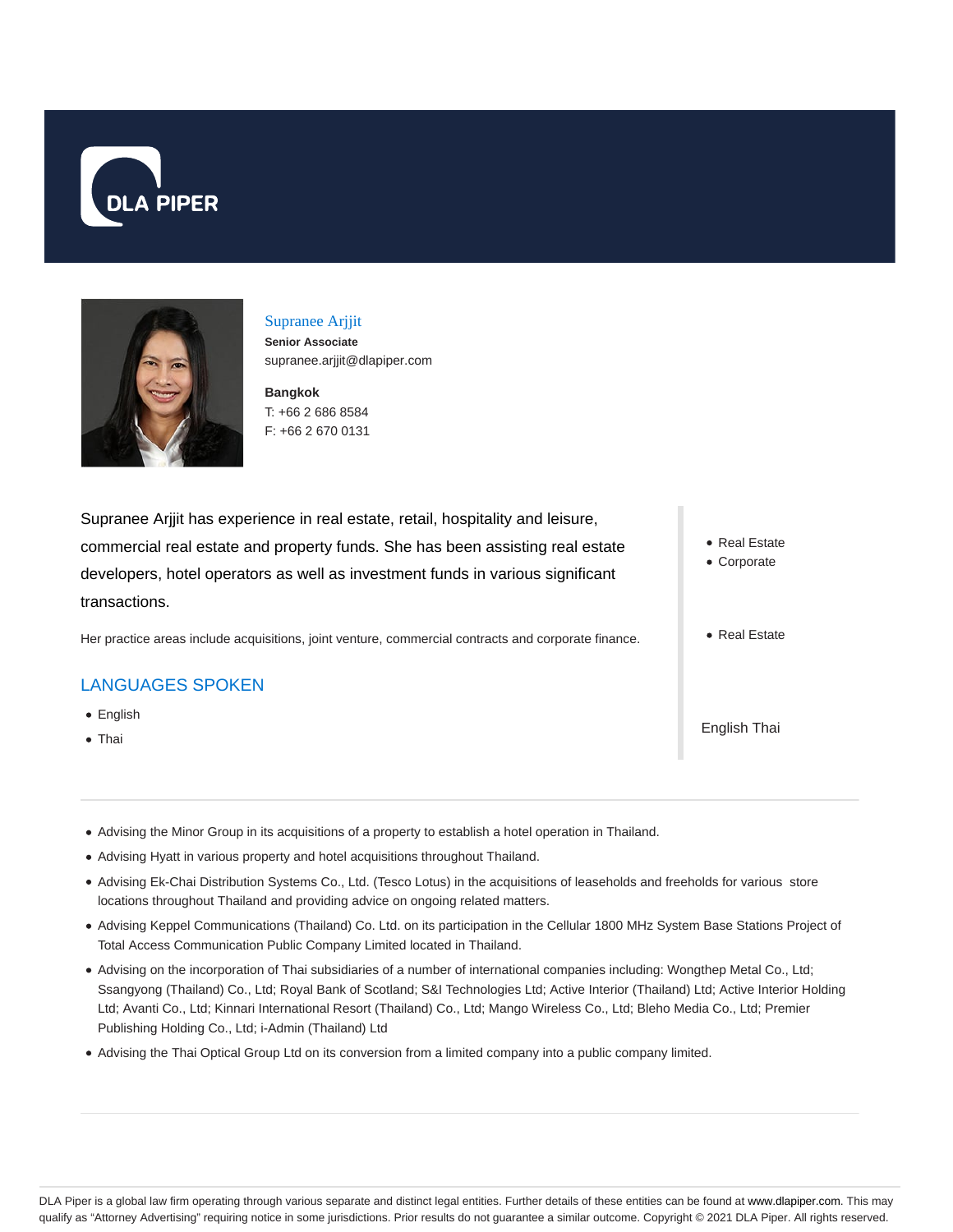DLA PIPER

# Supranee Arjjit

**Senior Associate**

supranee.arjjit@dlapiper.com

**Bangkok**

T: +66 2 686 8584

F: +66 2 670 0131

Supranee Arjjit has experience in real estate, retail, hospitality and leisure, commercial real estate and property funds. She has been assisting real estate developers, hotel operators as well as investment funds in various significant transactions.

Her practice areas include acquisitions, joint venture, commercial contracts and corporate finance.

- Real Estate
- Corporate

- Real Estate

## LANGUAGES SPOKEN

- English
- Thai

English Thai

- Advising the Minor Group in its acquisitions of a property to establish a hotel operation in Thailand.
- Advising Hyatt in various property and hotel acquisitions throughout Thailand.
- Advising Ek-Chai Distribution Systems Co., Ltd. (Tesco Lotus) in the acquisitions of leaseholds and freeholds for various store locations throughout Thailand and providing advice on ongoing related matters.
- Advising Keppel Communications (Thailand) Co. Ltd. on its participation in the Cellular 1800 MHz System Base Stations Project of Total Access Communication Public Company Limited located in Thailand.
- Advising on the incorporation of Thai subsidiaries of a number of international companies including: Wongthep Metal Co., Ltd; Ssangyong (Thailand) Co., Ltd; Royal Bank of Scotland; S&I Technologies Ltd; Active Interior (Thailand) Ltd; Active Interior Holding Ltd; Avanti Co., Ltd; Kinnari International Resort (Thailand) Co., Ltd; Mango Wireless Co., Ltd; Bleho Media Co., Ltd; Premier Publishing Holding Co., Ltd; i-Admin (Thailand) Ltd
- Advising the Thai Optical Group Ltd on its conversion from a limited company into a public company limited.

DLA Piper is a global law firm operating through various separate and distinct legal entities. Further details of these entities can be found at www.dlapiper.com. This may qualify as "Attorney Advertising" requiring notice in some jurisdictions. Prior results do not guarantee a similar outcome. Copyright © 2021 DLA Piper. All rights reserved.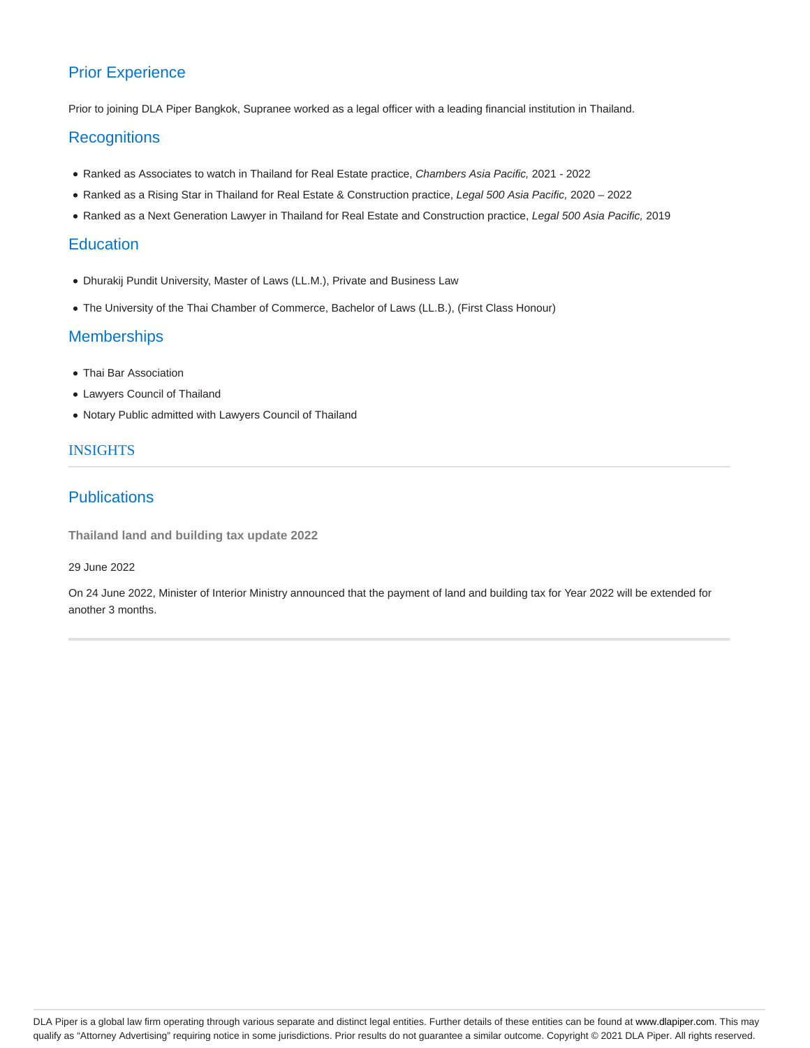## Prior Experience

Prior to joining DLA Piper Bangkok, Supranee worked as a legal officer with a leading financial institution in Thailand.

## Recognitions

- Ranked as Associates to watch in Thailand for Real Estate practice, *Chambers Asia Pacific,* 2021 - 2022
- Ranked as a Rising Star in Thailand for Real Estate & Construction practice, *Legal 500 Asia Pacific,* 2020 – 2022
- Ranked as a Next Generation Lawyer in Thailand for Real Estate and Construction practice, *Legal 500 Asia Pacific,* 2019

## Education

- Dhurakij Pundit University, Master of Laws (LL.M.), Private and Business Law
- The University of the Thai Chamber of Commerce, Bachelor of Laws (LL.B.), (First Class Honour)

## Memberships

- Thai Bar Association
- Lawyers Council of Thailand
- Notary Public admitted with Lawyers Council of Thailand

## INSIGHTS

## Publications

**Thailand land and building tax update 2022**

29 June 2022

On 24 June 2022, Minister of Interior Ministry announced that the payment of land and building tax for Year 2022 will be extended for another 3 months.

DLA Piper is a global law firm operating through various separate and distinct legal entities. Further details of these entities can be found at www.dlapiper.com. This may qualify as "Attorney Advertising" requiring notice in some jurisdictions. Prior results do not guarantee a similar outcome. Copyright © 2021 DLA Piper. All rights reserved.